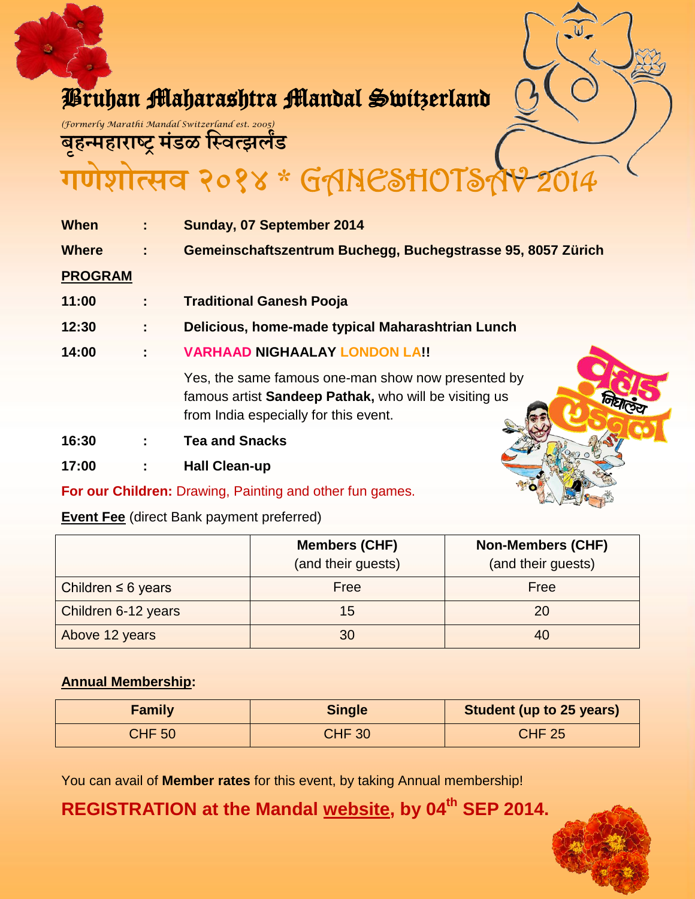# Bruhan Maharashtra Mandal Switzerland

*(Formerly Marathi Mandal Switzerland est. 2005)*

## बृहन्महाराष्ट्र मंडळ स्वित्झर्लंड

# गणेशोत्सव २०१४ * GANESHOTSAV 2014

**When** : **Sunday, 07 September 2014**

**Where** : **Gemeinschaftszentrum Buchegg, Buchegstrasse 95, 8057 Zürich**

**PROGRAM**

**11:00** : **Traditional Ganesh Pooja**

**12:30** : **Delicious, home-made typical Maharashtrian Lunch**

**14:00** : **VARHAAD NIGHAALAY LONDON LA!!**

Yes, the same famous one-man show now presented by famous artist **Sandeep Pathak,** who will be visiting us from India especially for this event.

**16:30** : **Tea and Snacks**

**17:00** : **Hall Clean-up**

**For our Children:** Drawing, Painting and other fun games.

**Event Fee** (direct Bank payment preferred)

| | Members (CHF) (and their guests) | Non-Members (CHF) (and their guests) |
|---|---|---|
| Children ≤ 6 years | Free | Free |
| Children 6-12 years | 15 | 20 |
| Above 12 years | 30 | 40 |

**Annual Membership:**

| Family | Single | Student (up to 25 years) |
|---|---|---|
| CHF 50 | CHF 30 | CHF 25 |

You can avail of **Member rates** for this event, by taking Annual membership!

**REGISTRATION at the Mandal website, by 04th SEP 2014.**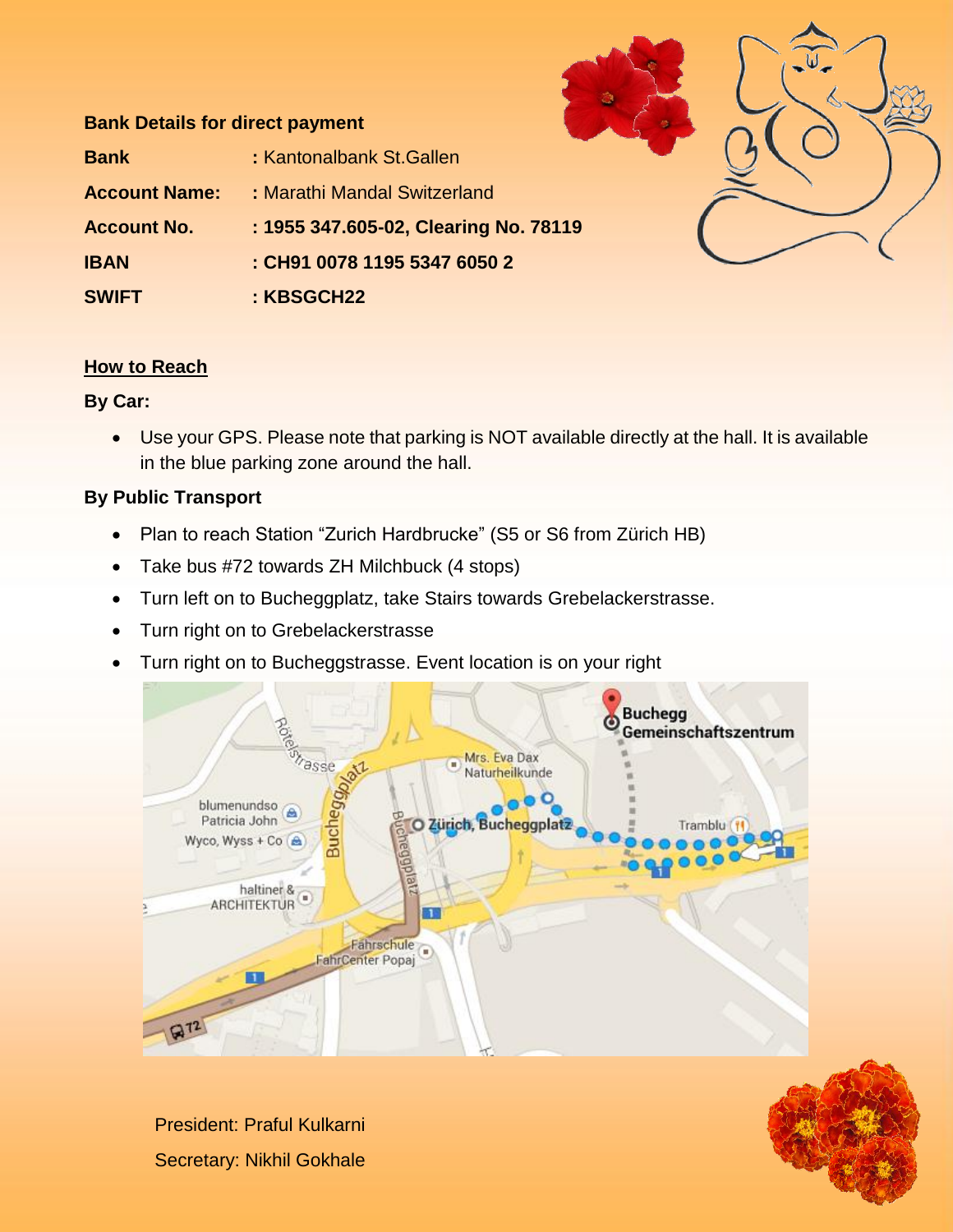**Bank Details for direct payment**

| | |
|---|---|
| **Bank** | : Kantonalbank St.Gallen |
| **Account Name:** | : Marathi Mandal Switzerland |
| **Account No.** | **: 1955 347.605-02, Clearing No. 78119** |
| **IBAN** | **: CH91 0078 1195 5347 6050 2** |
| **SWIFT** | **: KBSGCH22** |

**How to Reach**

**By Car:**

- Use your GPS. Please note that parking is NOT available directly at the hall. It is available in the blue parking zone around the hall.

**By Public Transport**

- Plan to reach Station "Zurich Hardbrucke" (S5 or S6 from Zürich HB)
- Take bus #72 towards ZH Milchbuck (4 stops)
- Turn left on to Bucheggplatz, take Stairs towards Grebelackerstrasse.
- Turn right on to Grebelackerstrasse
- Turn right on to Bucheggstrasse. Event location is on your right

President: Praful Kulkarni

Secretary: Nikhil Gokhale